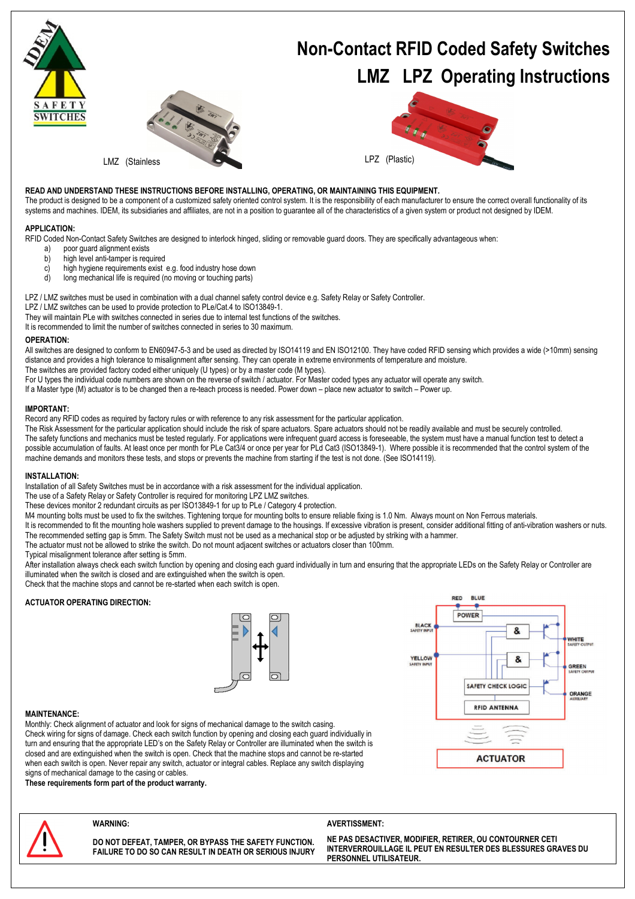# Non-Contact RFID Coded Safety Switches

# LMZ LPZ Operating Instructions

LMZ (Stainless

LPZ (Plastic)

**READ AND UNDERSTAND THESE INSTRUCTIONS BEFORE INSTALLING, OPERATING, OR MAINTAINING THIS EQUIPMENT.**

The product is designed to be a component of a customized safety oriented control system. It is the responsibility of each manufacturer to ensure the correct overall functionality of its systems and machines. IDEM, its subsidiaries and affiliates, are not in a position to guarantee all of the characteristics of a given system or product not designed by IDEM.

### APPLICATION:

RFID Coded Non-Contact Safety Switches are designed to interlock hinged, sliding or removable guard doors. They are specifically advantageous when:

a) poor guard alignment exists
b) high level anti-tamper is required
c) high hygiene requirements exist e.g. food industry hose down
d) long mechanical life is required (no moving or touching parts)

LPZ / LMZ switches must be used in combination with a dual channel safety control device e.g. Safety Relay or Safety Controller.
LPZ / LMZ switches can be used to provide protection to PLe/Cat.4 to ISO13849-1.
They will maintain PLe with switches connected in series due to internal test functions of the switches.
It is recommended to limit the number of switches connected in series to 30 maximum.

### OPERATION:

All switches are designed to conform to EN60947-5-3 and be used as directed by ISO14119 and EN ISO12100. They have coded RFID sensing which provides a wide (>10mm) sensing distance and provides a high tolerance to misalignment after sensing. They can operate in extreme environments of temperature and moisture.
The switches are provided factory coded either uniquely (U types) or by a master code (M types).
For U types the individual code numbers are shown on the reverse of switch / actuator. For Master coded types any actuator will operate any switch.
If a Master type (M) actuator is to be changed then a re-teach process is needed. Power down – place new actuator to switch – Power up.

### IMPORTANT:

Record any RFID codes as required by factory rules or with reference to any risk assessment for the particular application.
The Risk Assessment for the particular application should include the risk of spare actuators. Spare actuators should not be readily available and must be securely controlled.
The safety functions and mechanics must be tested regularly. For applications were infrequent guard access is foreseeable, the system must have a manual function test to detect a possible accumulation of faults. At least once per month for PLe Cat3/4 or once per year for PLd Cat3 (ISO13849-1). Where possible it is recommended that the control system of the machine demands and monitors these tests, and stops or prevents the machine from starting if the test is not done. (See ISO14119).

### INSTALLATION:

Installation of all Safety Switches must be in accordance with a risk assessment for the individual application.
The use of a Safety Relay or Safety Controller is required for monitoring LPZ LMZ switches.
These devices monitor 2 redundant circuits as per ISO13849-1 for up to PLe / Category 4 protection.
M4 mounting bolts must be used to fix the switches. Tightening torque for mounting bolts to ensure reliable fixing is 1.0 Nm. Always mount on Non Ferrous materials.
It is recommended to fit the mounting hole washers supplied to prevent damage to the housings. If excessive vibration is present, consider additional fitting of anti-vibration washers or nuts.
The recommended setting gap is 5mm. The Safety Switch must not be used as a mechanical stop or be adjusted by striking with a hammer.
The actuator must not be allowed to strike the switch. Do not mount adjacent switches or actuators closer than 100mm.
Typical misalignment tolerance after setting is 5mm.
After installation always check each switch function by opening and closing each guard individually in turn and ensuring that the appropriate LEDs on the Safety Relay or Controller are illuminated when the switch is closed and are extinguished when the switch is open.
Check that the machine stops and cannot be re-started when each switch is open.

### ACTUATOR OPERATING DIRECTION:

RED BLUE
POWER
BLACK SAFETY INPUT
YELLOW SAFETY INPUT
WHITE SAFETY OUTPUT
GREEN SAFETY OUTPUT
ORANGE AUXILIARY
SAFETY CHECK LOGIC
RFID ANTENNA
ACTUATOR

### MAINTENANCE:

Monthly: Check alignment of actuator and look for signs of mechanical damage to the switch casing.
Check wiring for signs of damage. Check each switch function by opening and closing each guard individually in turn and ensuring that the appropriate LED's on the Safety Relay or Controller are illuminated when the switch is closed and are extinguished when the switch is open. Check that the machine stops and cannot be re-started when each switch is open. Never repair any switch, actuator or integral cables. Replace any switch displaying signs of mechanical damage to the casing or cables.
**These requirements form part of the product warranty.**

**WARNING:**

**DO NOT DEFEAT, TAMPER, OR BYPASS THE SAFETY FUNCTION. FAILURE TO DO SO CAN RESULT IN DEATH OR SERIOUS INJURY**

**AVERTISSMENT:**

**NE PAS DESACTIVER, MODIFIER, RETIRER, OU CONTOURNER CETI INTERVERROUILLAGE IL PEUT EN RESULTER DES BLESSURES GRAVES DU PERSONNEL UTILISATEUR.**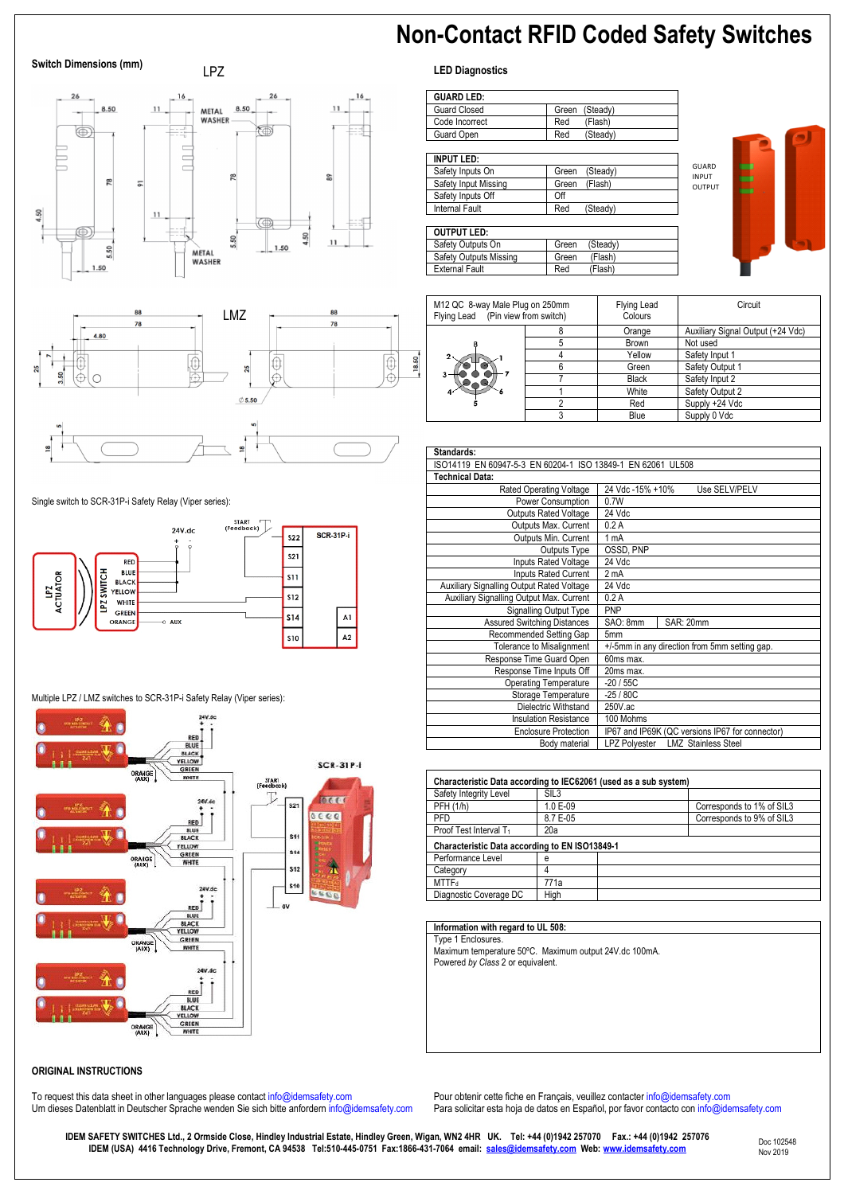# Non-Contact RFID Coded Safety Switches

## Switch Dimensions (mm)

LPZ

26, 8.50, 16, 11, METAL WASHER, 8.50, 26, 11, 16, 78, 91, 78, 89, 4.50, 11, 5.50, 1.50, METAL WASHER, 5.50, 1.50, 4.50, 11

LMZ

88, 78, 4.80, 88, 78, 25, 7, 3.50, 25, 18.50, ∅ 5.50, 18, 5, 18, 5

## LED Diagnostics

| GUARD LED: | |
|---|---|
| Guard Closed | Green (Steady) |
| Code Incorrect | Red (Flash) |
| Guard Open | Red (Steady) |

| INPUT LED: | |
|---|---|
| Safety Inputs On | Green (Steady) |
| Safety Input Missing | Green (Flash) |
| Safety Inputs Off | Off |
| Internal Fault | Red (Steady) |

| OUTPUT LED: | |
|---|---|
| Safety Outputs On | Green (Steady) |
| Safety Outputs Missing | Green (Flash) |
| External Fault | Red (Flash) |

GUARD
INPUT
OUTPUT

| M12 QC 8-way Male Plug on 250mm Flying Lead (Pin view from switch) | Flying Lead Colours | Circuit |
|---|---|---|
| 8 | Orange | Auxiliary Signal Output (+24 Vdc) |
| 5 | Brown | Not used |
| 4 | Yellow | Safety Input 1 |
| 6 | Green | Safety Output 1 |
| 7 | Black | Safety Input 2 |
| 1 | White | Safety Output 2 |
| 2 | Red | Supply +24 Vdc |
| 3 | Blue | Supply 0 Vdc |

Single switch to SCR-31P-i Safety Relay (Viper series):

24V.dc, + -, START (Feedback), SCR-31P-i, S22, S21, S11, S12, S14, S10, A1, A2, LPZ ACTUATOR, LPZ SWITCH, RED, BLUE, BLACK, YELLOW, WHITE, GREEN, ORANGE, AUX

Multiple LPZ / LMZ switches to SCR-31P-i Safety Relay (Viper series):

24V.dc, RED, BLUE, BLACK, YELLOW, GREEN, ORANGE (AUX), WHITE, SCR-31P-i, START (Feedback), S21, S11, S14, S12, S10, 0V

| Standards: | |
|---|---|
| ISO14119 EN 60947-5-3 EN 60204-1 ISO 13849-1 EN 62061 UL508 | |
| **Technical Data:** | |
| Rated Operating Voltage | 24 Vdc -15% +10% Use SELV/PELV |
| Power Consumption | 0.7W |
| Outputs Rated Voltage | 24 Vdc |
| Outputs Max. Current | 0.2 A |
| Outputs Min. Current | 1 mA |
| Outputs Type | OSSD, PNP |
| Inputs Rated Voltage | 24 Vdc |
| Inputs Rated Current | 2 mA |
| Auxiliary Signalling Output Rated Voltage | 24 Vdc |
| Auxiliary Signalling Output Max. Current | 0.2 A |
| Signalling Output Type | PNP |
| Assured Switching Distances | SAO: 8mm SAR: 20mm |
| Recommended Setting Gap | 5mm |
| Tolerance to Misalignment | +/-5mm in any direction from 5mm setting gap. |
| Response Time Guard Open | 60ms max. |
| Response Time Inputs Off | 20ms max. |
| Operating Temperature | -20 / 55C |
| Storage Temperature | -25 / 80C |
| Dielectric Withstand | 250V.ac |
| Insulation Resistance | 100 Mohms |
| Enclosure Protection | IP67 and IP69K (QC versions IP67 for connector) |
| Body material | LPZ Polyester LMZ Stainless Steel |

| Characteristic Data according to IEC62061 (used as a sub system) | | |
|---|---|---|
| Safety Integrity Level | SIL3 | |
| PFH (1/h) | 1.0 E-09 | Corresponds to 1% of SIL3 |
| PFD | 8.7 E-05 | Corresponds to 9% of SIL3 |
| Proof Test Interval $T_1$ | 20a | |
| **Characteristic Data according to EN ISO13849-1** | | |
| Performance Level | e | |
| Category | 4 | |
| $MTTF_d$ | 771a | |
| Diagnostic Coverage DC | High | |

**Information with regard to UL 508:**

Type 1 Enclosures.
Maximum temperature 50ºC. Maximum output 24V.dc 100mA.
Powered *by Class 2* or equivalent.

## ORIGINAL INSTRUCTIONS

To request this data sheet in other languages please contact info@idemsafety.com
Um dieses Datenblatt in Deutscher Sprache wenden Sie sich bitte anfordern info@idemsafety.com

Pour obtenir cette fiche en Français, veuillez contacter info@idemsafety.com
Para solicitar esta hoja de datos en Español, por favor contacto con info@idemsafety.com

**IDEM SAFETY SWITCHES Ltd., 2 Ormside Close, Hindley Industrial Estate, Hindley Green, Wigan, WN2 4HR UK. Tel: +44 (0)1942 257070 Fax.: +44 (0)1942 257076**
**IDEM (USA) 4416 Technology Drive, Fremont, CA 94538 Tel:510-445-0751 Fax:1866-431-7064 email: sales@idemsafety.com Web: www.idemsafety.com**

Doc 102548
Nov 2019